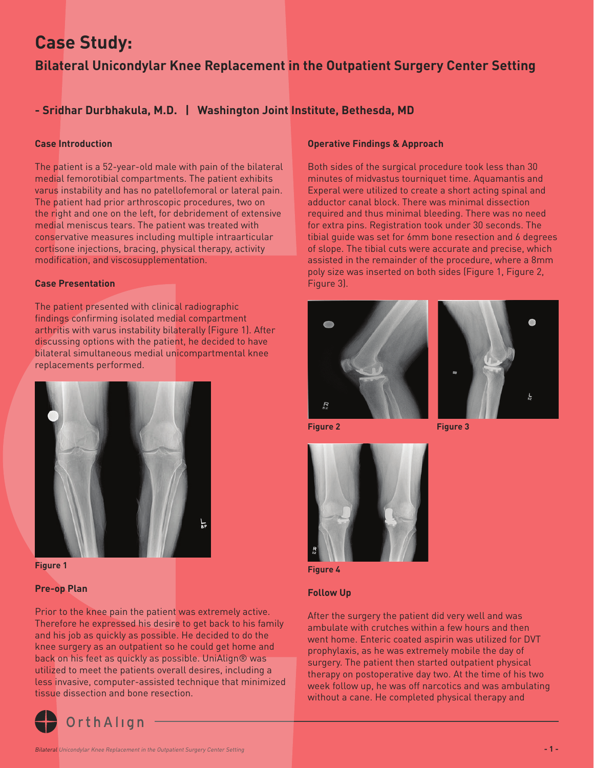# Case Study:

## Bilateral Unicondylar Knee Replacement in the Outpatient Surgery Center Setting

### - Sridhar Durbhakula, M.D. | Washington Joint Institute, Bethesda, MD

#### Case Introduction

The patient is a 52-year-old male with pain of the bilateral medial femorotibial compartments. The patient exhibits varus instability and has no patellofemoral or lateral pain. The patient had prior arthroscopic procedures, two on the right and one on the left, for debridement of extensive medial meniscus tears. The patient was treated with conservative measures including multiple intraarticular cortisone injections, bracing, physical therapy, activity modification, and viscosupplementation.

#### Case Presentation

The patient presented with clinical radiographic findings confirming isolated medial compartment arthritis with varus instability bilaterally (Figure 1). After discussing options with the patient, he decided to have bilateral simultaneous medial unicompartmental knee replacements performed.

Figure 1

#### Pre-op Plan

Prior to the knee pain the patient was extremely active. Therefore he expressed his desire to get back to his family and his job as quickly as possible. He decided to do the knee surgery as an outpatient so he could get home and back on his feet as quickly as possible. UniAlign® was utilized to meet the patients overall desires, including a less invasive, computer-assisted technique that minimized tissue dissection and bone resection.

#### Operative Findings & Approach

Both sides of the surgical procedure took less than 30 minutes of midvastus tourniquet time. Aquamantis and Experal were utilized to create a short acting spinal and adductor canal block. There was minimal dissection required and thus minimal bleeding. There was no need for extra pins. Registration took under 30 seconds. The tibial guide was set for 6mm bone resection and 6 degrees of slope. The tibial cuts were accurate and precise, which assisted in the remainder of the procedure, where a 8mm poly size was inserted on both sides (Figure 1, Figure 2, Figure 3).

Figure 2

Figure 3

Figure 4

#### Follow Up

After the surgery the patient did very well and was ambulate with crutches within a few hours and then went home. Enteric coated aspirin was utilized for DVT prophylaxis, as he was extremely mobile the day of surgery. The patient then started outpatient physical therapy on postoperative day two. At the time of his two week follow up, he was off narcotics and was ambulating without a cane. He completed physical therapy and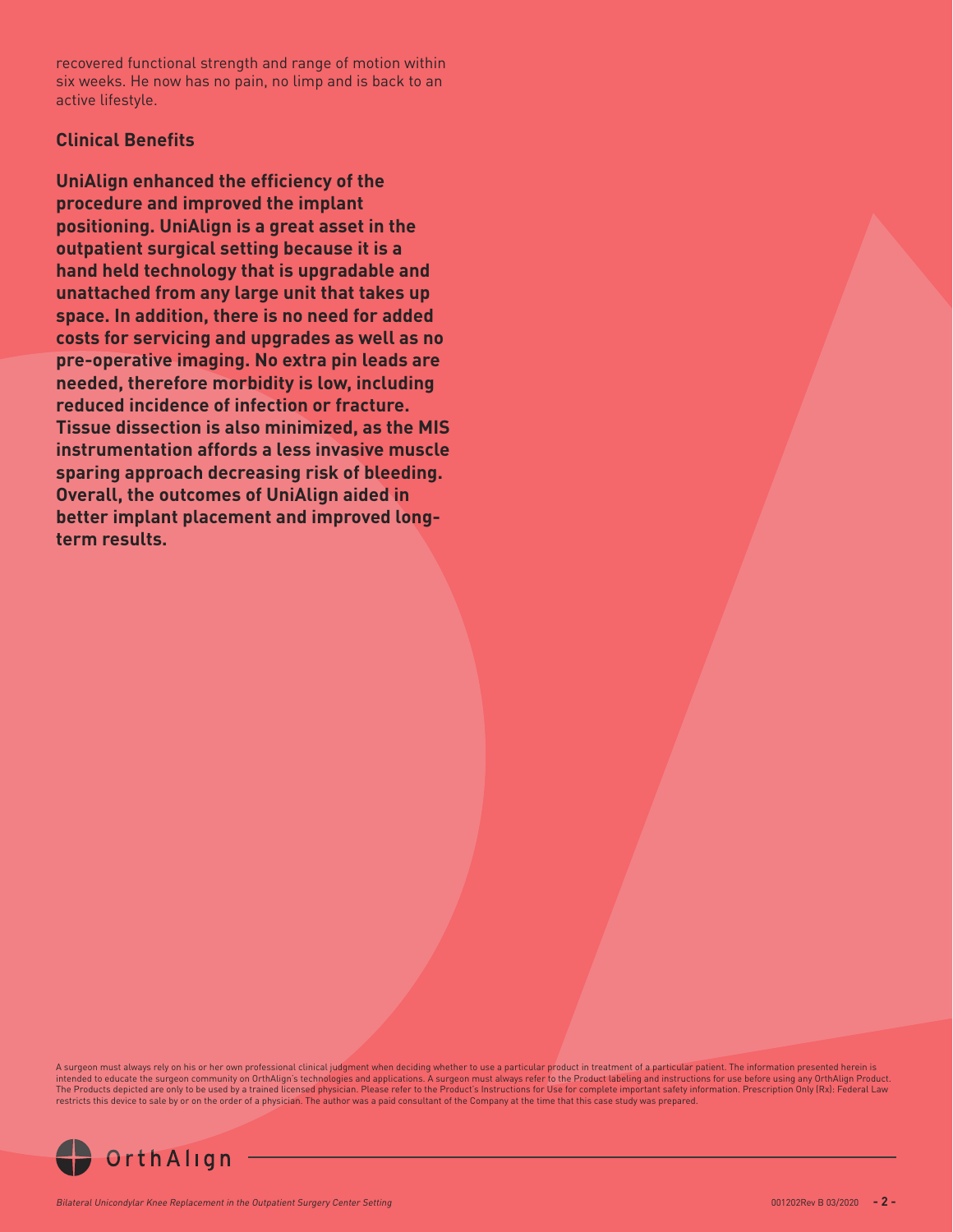recovered functional strength and range of motion within six weeks. He now has no pain, no limp and is back to an active lifestyle.

## Clinical Benefits

**UniAlign enhanced the efficiency of the procedure and improved the implant positioning. UniAlign is a great asset in the outpatient surgical setting because it is a hand held technology that is upgradable and unattached from any large unit that takes up space. In addition, there is no need for added costs for servicing and upgrades as well as no pre-operative imaging. No extra pin leads are needed, therefore morbidity is low, including reduced incidence of infection or fracture. Tissue dissection is also minimized, as the MIS instrumentation affords a less invasive muscle sparing approach decreasing risk of bleeding. Overall, the outcomes of UniAlign aided in better implant placement and improved long-term results.**

A surgeon must always rely on his or her own professional clinical judgment when deciding whether to use a particular product in treatment of a particular patient. The information presented herein is intended to educate the surgeon community on OrthAlign's technologies and applications. A surgeon must always refer to the Product labeling and instructions for use before using any OrthAlign Product. The Products depicted are only to be used by a trained licensed physician. Please refer to the Product's Instructions for Use for complete important safety information. Prescription Only (Rx): Federal Law restricts this device to sale by or on the order of a physician. The author was a paid consultant of the Company at the time that this case study was prepared.

OrthAlign

*Bilateral Unicondylar Knee Replacement in the Outpatient Surgery Center Setting*

001202Rev B 03/2020